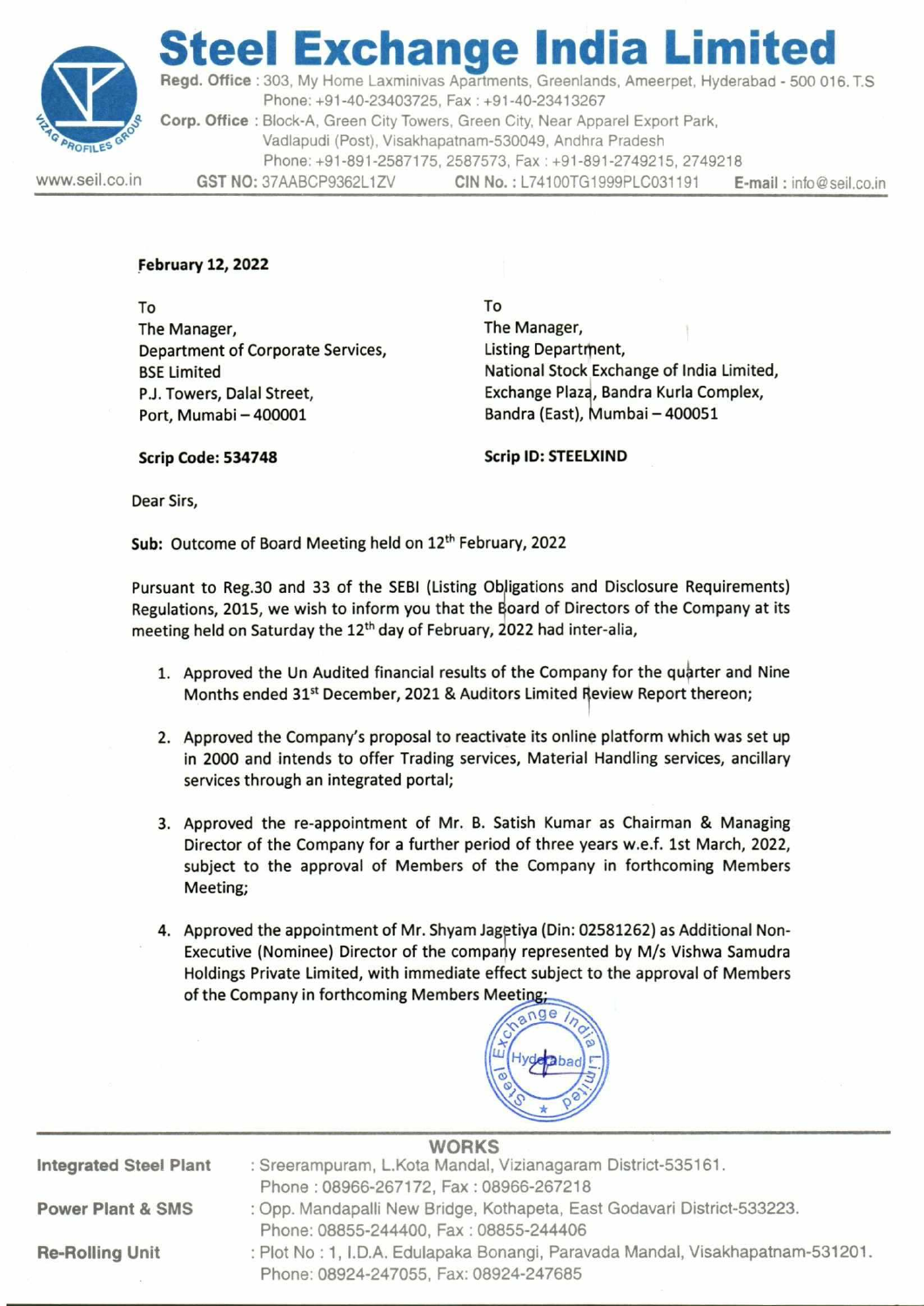# Steel Exchange India Limited

**Regd. Office** : 303, My Home Laxminivas Apartments, Greenlands, Ameerpet, Hyderabad - 500 016. T.S
Phone: +91-40-23403725, Fax : +91-40-23413267

**Corp. Office** : Block-A, Green City Towers, Green City, Near Apparel Export Park, Vadlapudi (Post), Visakhapatnam-530049, Andhra Pradesh
Phone: +91-891-2587175, 2587573, Fax : +91-891-2749215, 2749218

www.seil.co.in **GST NO:** 37AABCP9362L1ZV **CIN No. :** L74100TG1999PLC031191 **E-mail :** info@seil.co.in

**February 12, 2022**

To
The Manager,
Department of Corporate Services,
BSE Limited
P.J. Towers, Dalal Street,
Port, Mumabi – 400001

**Scrip Code: 534748**

To
The Manager,
Listing Department,
National Stock Exchange of India Limited,
Exchange Plaza, Bandra Kurla Complex,
Bandra (East), Mumbai – 400051

**Scrip ID: STEELXIND**

Dear Sirs,

**Sub:** Outcome of Board Meeting held on 12th February, 2022

Pursuant to Reg.30 and 33 of the SEBI (Listing Obligations and Disclosure Requirements) Regulations, 2015, we wish to inform you that the Board of Directors of the Company at its meeting held on Saturday the 12th day of February, 2022 had inter-alia,

1. Approved the Un Audited financial results of the Company for the quarter and Nine Months ended 31st December, 2021 & Auditors Limited Review Report thereon;
2. Approved the Company's proposal to reactivate its online platform which was set up in 2000 and intends to offer Trading services, Material Handling services, ancillary services through an integrated portal;
3. Approved the re-appointment of Mr. B. Satish Kumar as Chairman & Managing Director of the Company for a further period of three years w.e.f. 1st March, 2022, subject to the approval of Members of the Company in forthcoming Members Meeting;
4. Approved the appointment of Mr. Shyam Jagetiya (Din: 02581262) as Additional Non-Executive (Nominee) Director of the company represented by M/s Vishwa Samudra Holdings Private Limited, with immediate effect subject to the approval of Members of the Company in forthcoming Members Meeting;

**WORKS**

**Integrated Steel Plant** : Sreerampuram, L.Kota Mandal, Vizianagaram District-535161.
Phone : 08966-267172, Fax : 08966-267218

**Power Plant & SMS** : Opp. Mandapalli New Bridge, Kothapeta, East Godavari District-533223.
Phone: 08855-244400, Fax : 08855-244406

**Re-Rolling Unit** : Plot No : 1, I.D.A. Edulapaka Bonangi, Paravada Mandal, Visakhapatnam-531201.
Phone: 08924-247055, Fax: 08924-247685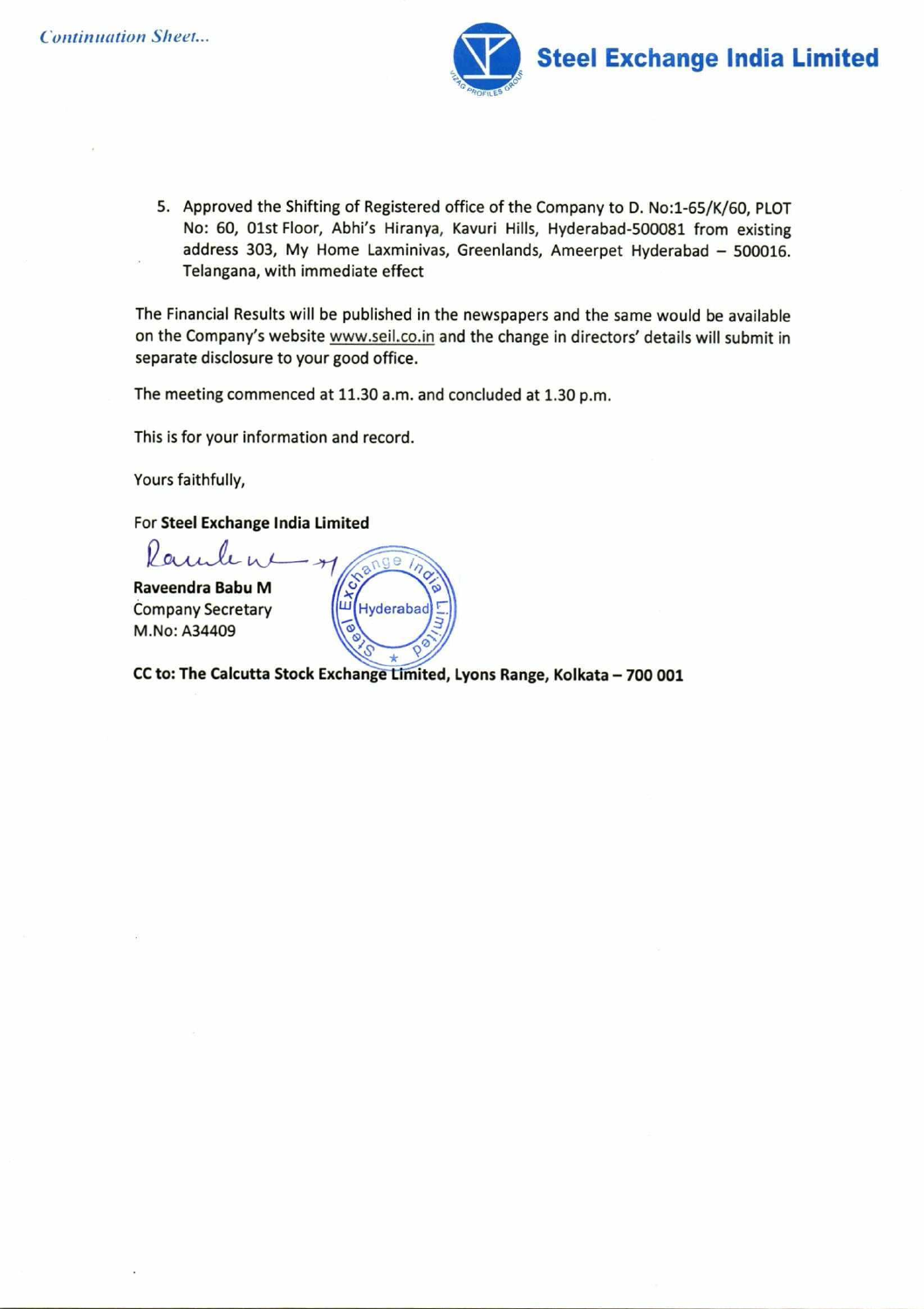5. Approved the Shifting of Registered office of the Company to D. No:1-65/K/60, PLOT No: 60, 01st Floor, Abhi's Hiranya, Kavuri Hills, Hyderabad-500081 from existing address 303, My Home Laxminivas, Greenlands, Ameerpet Hyderabad – 500016. Telangana, with immediate effect

The Financial Results will be published in the newspapers and the same would be available on the Company's website www.seil.co.in and the change in directors' details will submit in separate disclosure to your good office.

The meeting commenced at 11.30 a.m. and concluded at 1.30 p.m.

This is for your information and record.

Yours faithfully,

For **Steel Exchange India Limited**

**Raveendra Babu M**
Company Secretary
M.No: A34409

**CC to: The Calcutta Stock Exchange Limited, Lyons Range, Kolkata – 700 001**